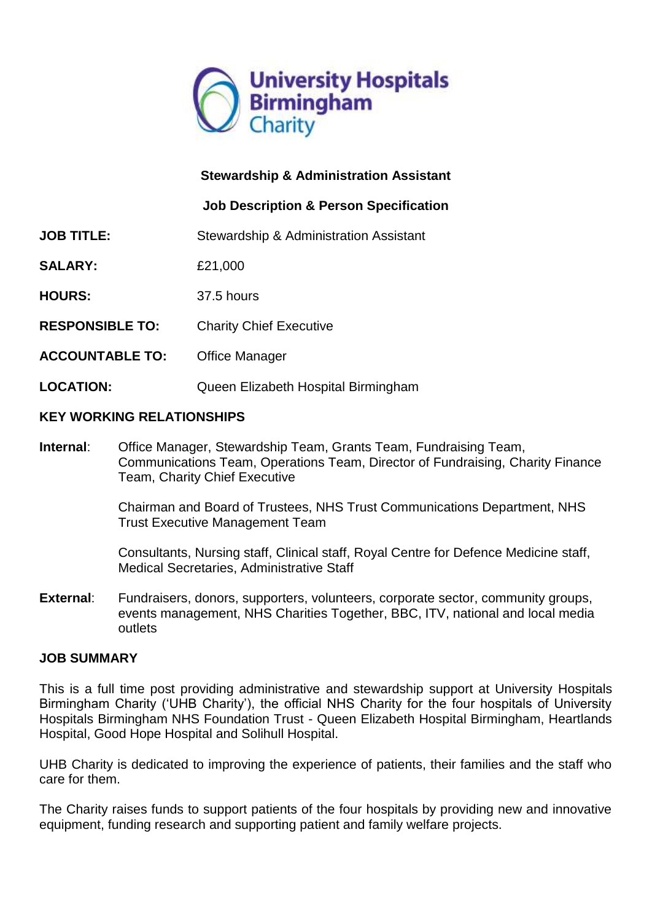University Hospitals Birmingham Charity

# Stewardship & Administration Assistant

## Job Description & Person Specification

**JOB TITLE:** Stewardship & Administration Assistant

**SALARY:** £21,000

**HOURS:** 37.5 hours

**RESPONSIBLE TO:** Charity Chief Executive

**ACCOUNTABLE TO:** Office Manager

**LOCATION:** Queen Elizabeth Hospital Birmingham

## KEY WORKING RELATIONSHIPS

**Internal**: Office Manager, Stewardship Team, Grants Team, Fundraising Team, Communications Team, Operations Team, Director of Fundraising, Charity Finance Team, Charity Chief Executive

Chairman and Board of Trustees, NHS Trust Communications Department, NHS Trust Executive Management Team

Consultants, Nursing staff, Clinical staff, Royal Centre for Defence Medicine staff, Medical Secretaries, Administrative Staff

**External**: Fundraisers, donors, supporters, volunteers, corporate sector, community groups, events management, NHS Charities Together, BBC, ITV, national and local media outlets

## JOB SUMMARY

This is a full time post providing administrative and stewardship support at University Hospitals Birmingham Charity ('UHB Charity'), the official NHS Charity for the four hospitals of University Hospitals Birmingham NHS Foundation Trust - Queen Elizabeth Hospital Birmingham, Heartlands Hospital, Good Hope Hospital and Solihull Hospital.

UHB Charity is dedicated to improving the experience of patients, their families and the staff who care for them.

The Charity raises funds to support patients of the four hospitals by providing new and innovative equipment, funding research and supporting patient and family welfare projects.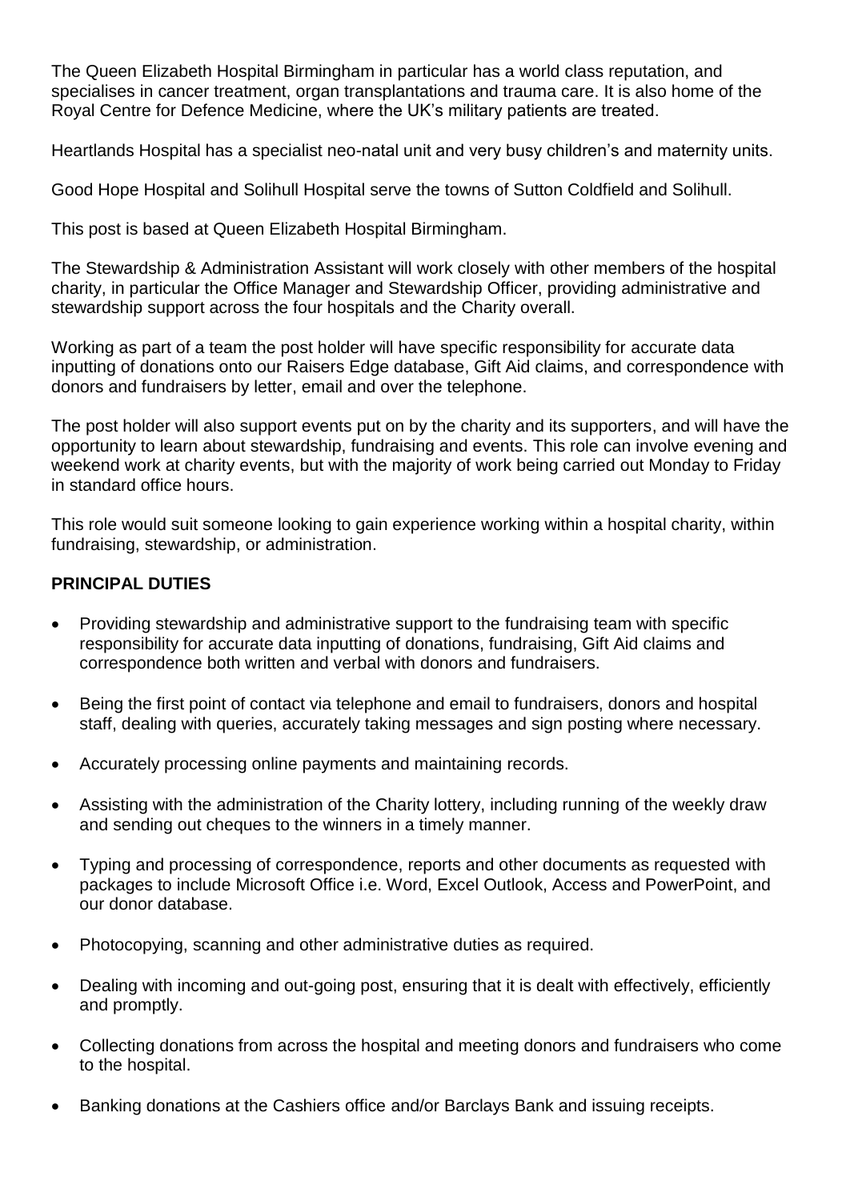The Queen Elizabeth Hospital Birmingham in particular has a world class reputation, and specialises in cancer treatment, organ transplantations and trauma care. It is also home of the Royal Centre for Defence Medicine, where the UK's military patients are treated.

Heartlands Hospital has a specialist neo-natal unit and very busy children's and maternity units.

Good Hope Hospital and Solihull Hospital serve the towns of Sutton Coldfield and Solihull.

This post is based at Queen Elizabeth Hospital Birmingham.

The Stewardship & Administration Assistant will work closely with other members of the hospital charity, in particular the Office Manager and Stewardship Officer, providing administrative and stewardship support across the four hospitals and the Charity overall.

Working as part of a team the post holder will have specific responsibility for accurate data inputting of donations onto our Raisers Edge database, Gift Aid claims, and correspondence with donors and fundraisers by letter, email and over the telephone.

The post holder will also support events put on by the charity and its supporters, and will have the opportunity to learn about stewardship, fundraising and events. This role can involve evening and weekend work at charity events, but with the majority of work being carried out Monday to Friday in standard office hours.

This role would suit someone looking to gain experience working within a hospital charity, within fundraising, stewardship, or administration.

**PRINCIPAL DUTIES**

- Providing stewardship and administrative support to the fundraising team with specific responsibility for accurate data inputting of donations, fundraising, Gift Aid claims and correspondence both written and verbal with donors and fundraisers.
- Being the first point of contact via telephone and email to fundraisers, donors and hospital staff, dealing with queries, accurately taking messages and sign posting where necessary.
- Accurately processing online payments and maintaining records.
- Assisting with the administration of the Charity lottery, including running of the weekly draw and sending out cheques to the winners in a timely manner.
- Typing and processing of correspondence, reports and other documents as requested with packages to include Microsoft Office i.e. Word, Excel Outlook, Access and PowerPoint, and our donor database.
- Photocopying, scanning and other administrative duties as required.
- Dealing with incoming and out-going post, ensuring that it is dealt with effectively, efficiently and promptly.
- Collecting donations from across the hospital and meeting donors and fundraisers who come to the hospital.
- Banking donations at the Cashiers office and/or Barclays Bank and issuing receipts.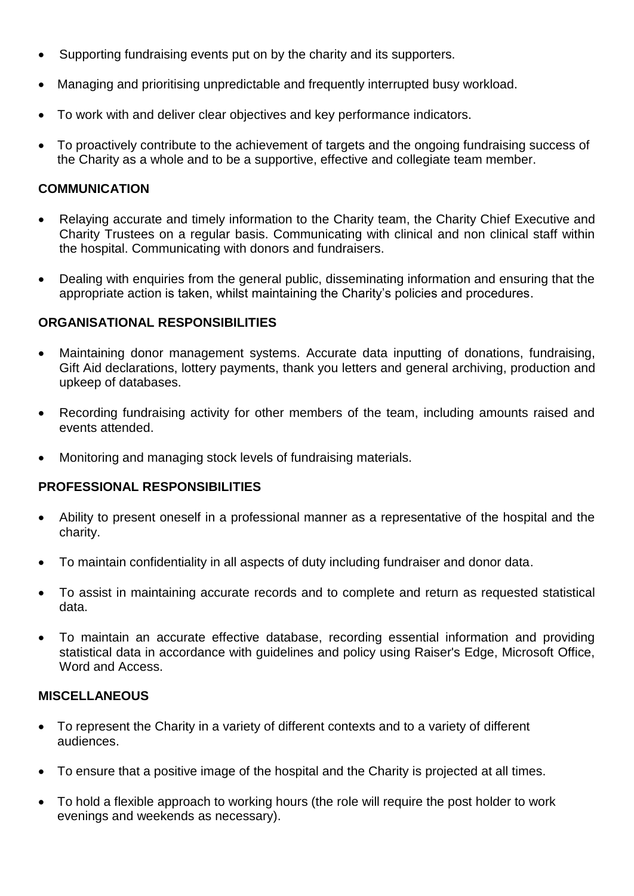- Supporting fundraising events put on by the charity and its supporters.
- Managing and prioritising unpredictable and frequently interrupted busy workload.
- To work with and deliver clear objectives and key performance indicators.
- To proactively contribute to the achievement of targets and the ongoing fundraising success of the Charity as a whole and to be a supportive, effective and collegiate team member.

**COMMUNICATION**

- Relaying accurate and timely information to the Charity team, the Charity Chief Executive and Charity Trustees on a regular basis. Communicating with clinical and non clinical staff within the hospital. Communicating with donors and fundraisers.
- Dealing with enquiries from the general public, disseminating information and ensuring that the appropriate action is taken, whilst maintaining the Charity's policies and procedures.

**ORGANISATIONAL RESPONSIBILITIES**

- Maintaining donor management systems. Accurate data inputting of donations, fundraising, Gift Aid declarations, lottery payments, thank you letters and general archiving, production and upkeep of databases.
- Recording fundraising activity for other members of the team, including amounts raised and events attended.
- Monitoring and managing stock levels of fundraising materials.

**PROFESSIONAL RESPONSIBILITIES**

- Ability to present oneself in a professional manner as a representative of the hospital and the charity.
- To maintain confidentiality in all aspects of duty including fundraiser and donor data.
- To assist in maintaining accurate records and to complete and return as requested statistical data.
- To maintain an accurate effective database, recording essential information and providing statistical data in accordance with guidelines and policy using Raiser's Edge, Microsoft Office, Word and Access.

**MISCELLANEOUS**

- To represent the Charity in a variety of different contexts and to a variety of different audiences.
- To ensure that a positive image of the hospital and the Charity is projected at all times.
- To hold a flexible approach to working hours (the role will require the post holder to work evenings and weekends as necessary).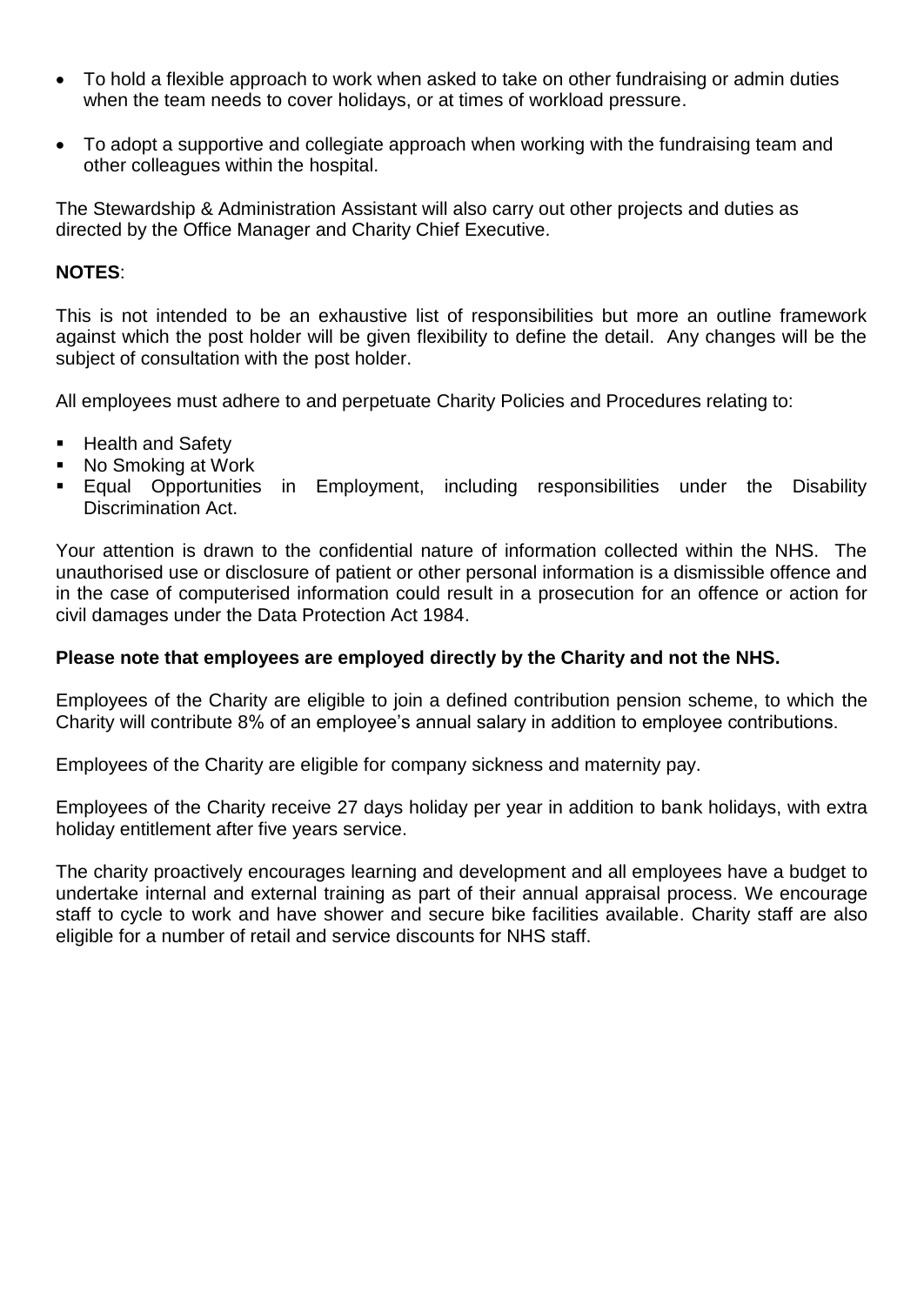- To hold a flexible approach to work when asked to take on other fundraising or admin duties when the team needs to cover holidays, or at times of workload pressure.

- To adopt a supportive and collegiate approach when working with the fundraising team and other colleagues within the hospital.

The Stewardship & Administration Assistant will also carry out other projects and duties as directed by the Office Manager and Charity Chief Executive.

**NOTES**:

This is not intended to be an exhaustive list of responsibilities but more an outline framework against which the post holder will be given flexibility to define the detail. Any changes will be the subject of consultation with the post holder.

All employees must adhere to and perpetuate Charity Policies and Procedures relating to:

- Health and Safety
- No Smoking at Work
- Equal Opportunities in Employment, including responsibilities under the Disability Discrimination Act.

Your attention is drawn to the confidential nature of information collected within the NHS. The unauthorised use or disclosure of patient or other personal information is a dismissible offence and in the case of computerised information could result in a prosecution for an offence or action for civil damages under the Data Protection Act 1984.

**Please note that employees are employed directly by the Charity and not the NHS.**

Employees of the Charity are eligible to join a defined contribution pension scheme, to which the Charity will contribute 8% of an employee's annual salary in addition to employee contributions.

Employees of the Charity are eligible for company sickness and maternity pay.

Employees of the Charity receive 27 days holiday per year in addition to bank holidays, with extra holiday entitlement after five years service.

The charity proactively encourages learning and development and all employees have a budget to undertake internal and external training as part of their annual appraisal process. We encourage staff to cycle to work and have shower and secure bike facilities available. Charity staff are also eligible for a number of retail and service discounts for NHS staff.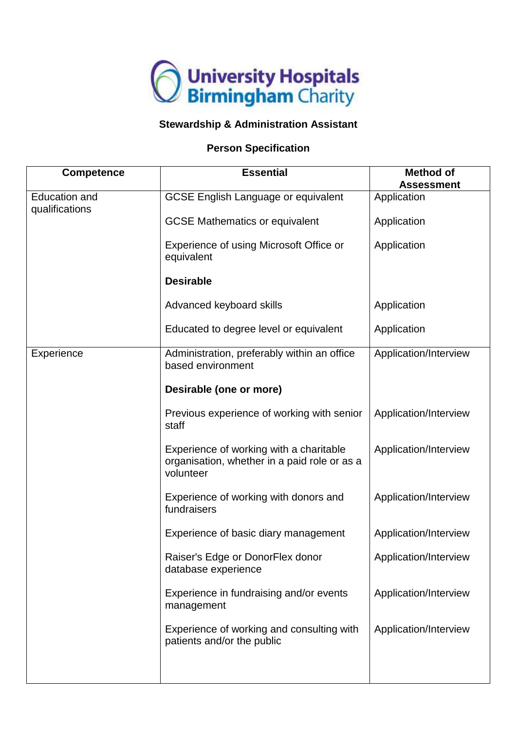University Hospitals Birmingham Charity

**Stewardship & Administration Assistant**

**Person Specification**

| Competence | Essential | Method of Assessment |
|---|---|---|
| Education and qualifications | GCSE English Language or equivalent | Application |
| | GCSE Mathematics or equivalent | Application |
| | Experience of using Microsoft Office or equivalent | Application |
| | **Desirable** | |
| | Advanced keyboard skills | Application |
| | Educated to degree level or equivalent | Application |
| Experience | Administration, preferably within an office based environment | Application/Interview |
| | **Desirable (one or more)** | |
| | Previous experience of working with senior staff | Application/Interview |
| | Experience of working with a charitable organisation, whether in a paid role or as a volunteer | Application/Interview |
| | Experience of working with donors and fundraisers | Application/Interview |
| | Experience of basic diary management | Application/Interview |
| | Raiser's Edge or DonorFlex donor database experience | Application/Interview |
| | Experience in fundraising and/or events management | Application/Interview |
| | Experience of working and consulting with patients and/or the public | Application/Interview |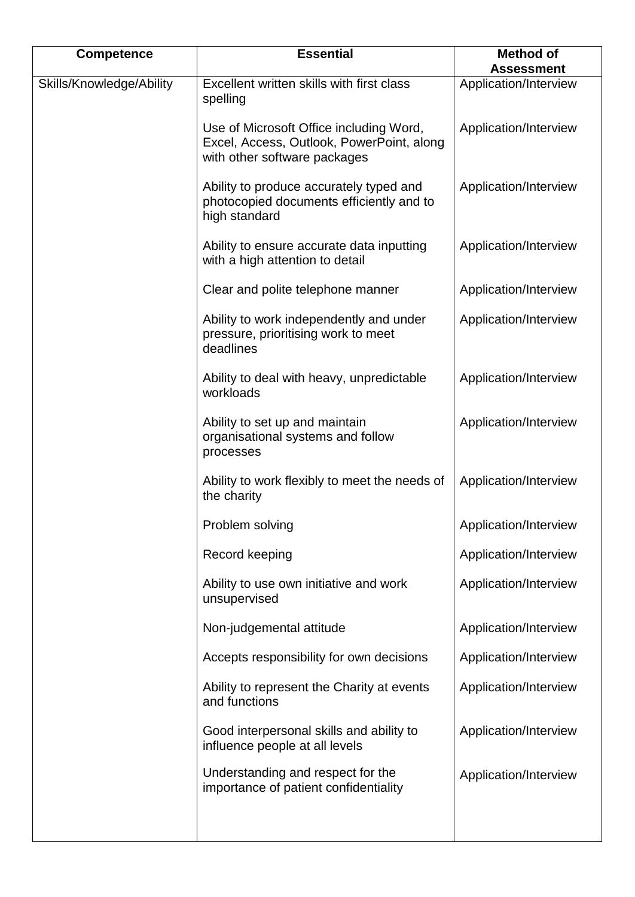| Competence | Essential | Method of Assessment |
|---|---|---|
| Skills/Knowledge/Ability | Excellent written skills with first class spelling | Application/Interview |
| | Use of Microsoft Office including Word, Excel, Access, Outlook, PowerPoint, along with other software packages | Application/Interview |
| | Ability to produce accurately typed and photocopied documents efficiently and to high standard | Application/Interview |
| | Ability to ensure accurate data inputting with a high attention to detail | Application/Interview |
| | Clear and polite telephone manner | Application/Interview |
| | Ability to work independently and under pressure, prioritising work to meet deadlines | Application/Interview |
| | Ability to deal with heavy, unpredictable workloads | Application/Interview |
| | Ability to set up and maintain organisational systems and follow processes | Application/Interview |
| | Ability to work flexibly to meet the needs of the charity | Application/Interview |
| | Problem solving | Application/Interview |
| | Record keeping | Application/Interview |
| | Ability to use own initiative and work unsupervised | Application/Interview |
| | Non-judgemental attitude | Application/Interview |
| | Accepts responsibility for own decisions | Application/Interview |
| | Ability to represent the Charity at events and functions | Application/Interview |
| | Good interpersonal skills and ability to influence people at all levels | Application/Interview |
| | Understanding and respect for the importance of patient confidentiality | Application/Interview |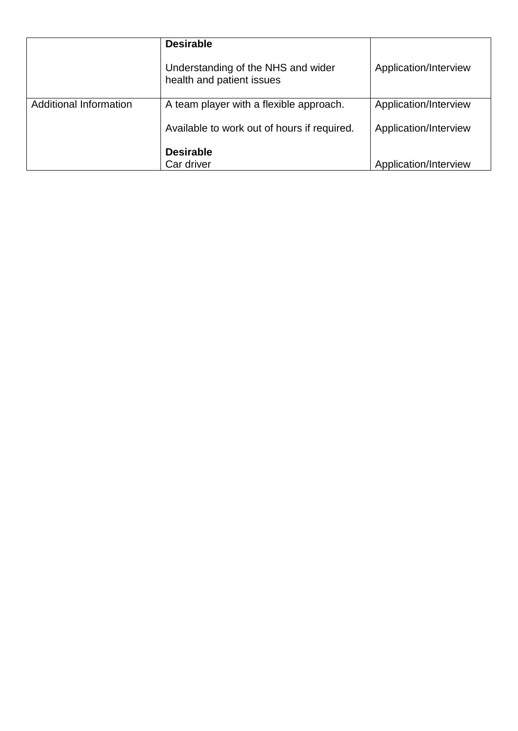| | | |
|---|---|---|
| | **Desirable**<br><br>Understanding of the NHS and wider health and patient issues | Application/Interview |
| Additional Information | A team player with a flexible approach.<br><br>Available to work out of hours if required.<br><br>**Desirable**<br>Car driver | Application/Interview<br><br>Application/Interview<br><br><br>Application/Interview |